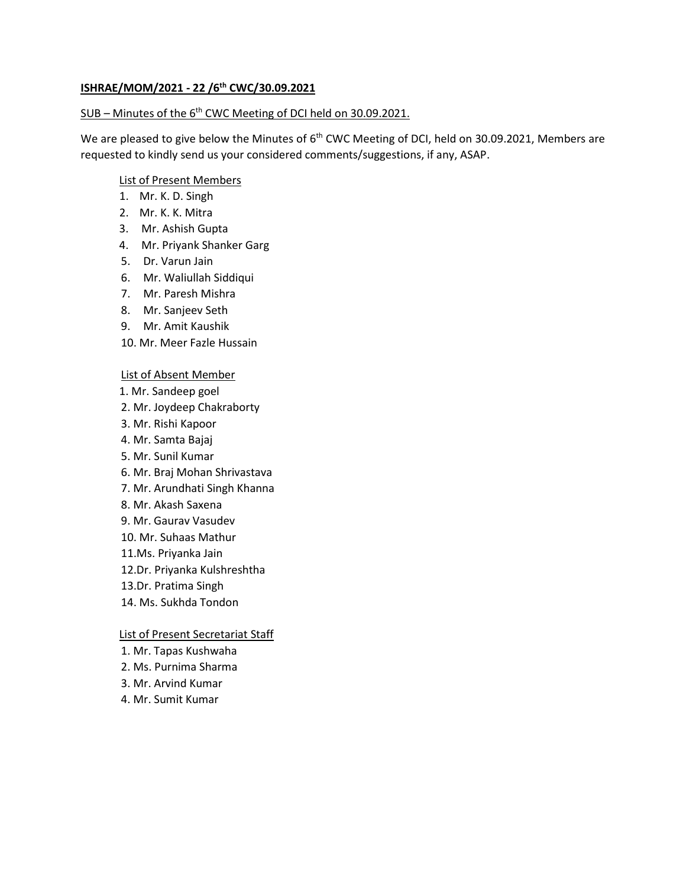**ISHRAE/MOM/2021 - 22 /6th CWC/30.09.2021**

SUB – Minutes of the 6th CWC Meeting of DCI held on 30.09.2021.

We are pleased to give below the Minutes of 6th CWC Meeting of DCI, held on 30.09.2021, Members are requested to kindly send us your considered comments/suggestions, if any, ASAP.

List of Present Members

1. Mr. K. D. Singh
2. Mr. K. K. Mitra
3. Mr. Ashish Gupta
4. Mr. Priyank Shanker Garg
5. Dr. Varun Jain
6. Mr. Waliullah Siddiqui
7. Mr. Paresh Mishra
8. Mr. Sanjeev Seth
9. Mr. Amit Kaushik
10. Mr. Meer Fazle Hussain

List of Absent Member

1. Mr. Sandeep goel
2. Mr. Joydeep Chakraborty
3. Mr. Rishi Kapoor
4. Mr. Samta Bajaj
5. Mr. Sunil Kumar
6. Mr. Braj Mohan Shrivastava
7. Mr. Arundhati Singh Khanna
8. Mr. Akash Saxena
9. Mr. Gaurav Vasudev
10. Mr. Suhaas Mathur
11. Ms. Priyanka Jain
12. Dr. Priyanka Kulshreshtha
13. Dr. Pratima Singh
14. Ms. Sukhda Tondon

List of Present Secretariat Staff

1. Mr. Tapas Kushwaha
2. Ms. Purnima Sharma
3. Mr. Arvind Kumar
4. Mr. Sumit Kumar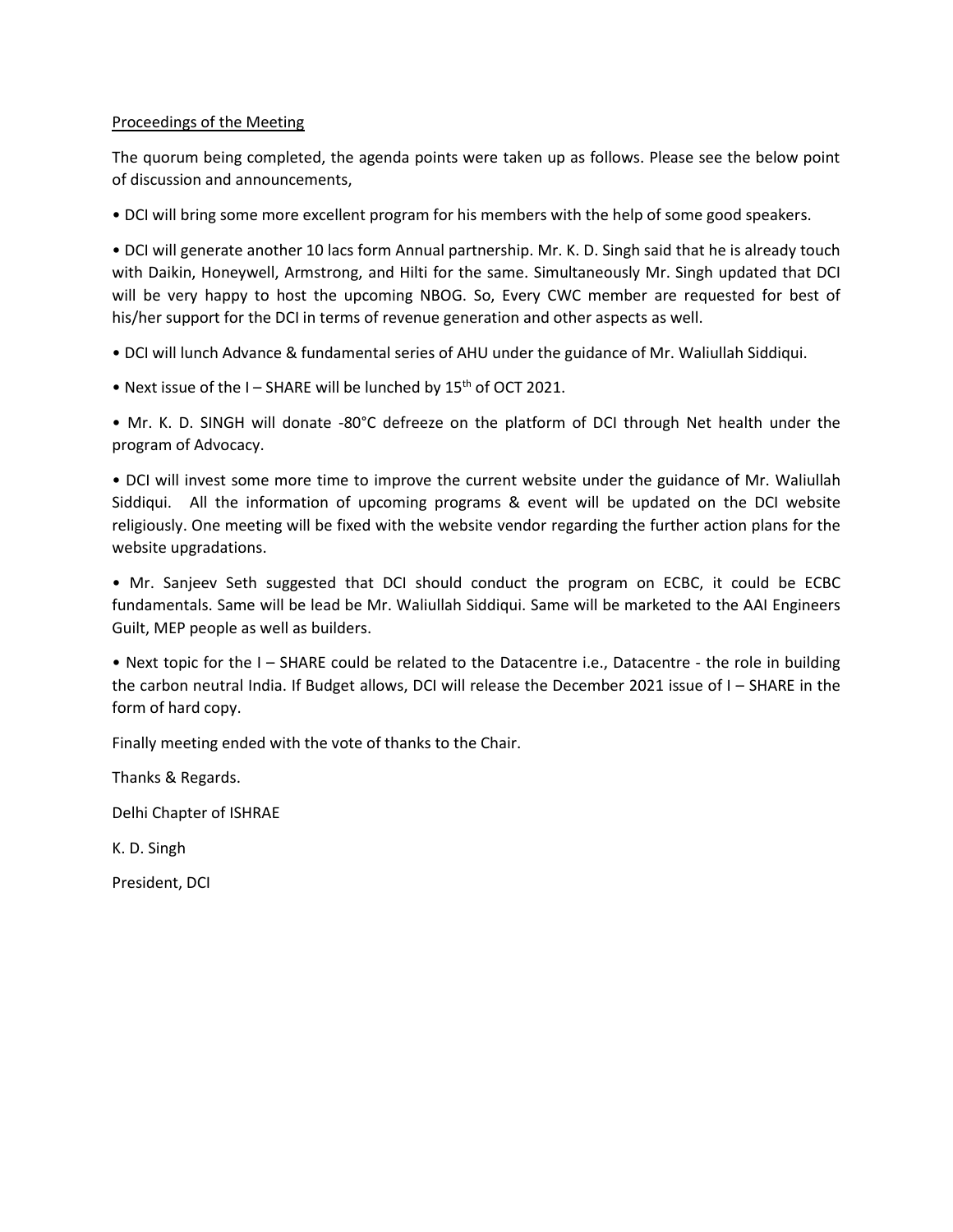Proceedings of the Meeting

The quorum being completed, the agenda points were taken up as follows. Please see the below point of discussion and announcements,

- DCI will bring some more excellent program for his members with the help of some good speakers.
- DCI will generate another 10 lacs form Annual partnership. Mr. K. D. Singh said that he is already touch with Daikin, Honeywell, Armstrong, and Hilti for the same. Simultaneously Mr. Singh updated that DCI will be very happy to host the upcoming NBOG. So, Every CWC member are requested for best of his/her support for the DCI in terms of revenue generation and other aspects as well.
- DCI will lunch Advance & fundamental series of AHU under the guidance of Mr. Waliullah Siddiqui.
- Next issue of the I – SHARE will be lunched by 15th of OCT 2021.
- Mr. K. D. SINGH will donate -80°C defreeze on the platform of DCI through Net health under the program of Advocacy.
- DCI will invest some more time to improve the current website under the guidance of Mr. Waliullah Siddiqui. All the information of upcoming programs & event will be updated on the DCI website religiously. One meeting will be fixed with the website vendor regarding the further action plans for the website upgradations.
- Mr. Sanjeev Seth suggested that DCI should conduct the program on ECBC, it could be ECBC fundamentals. Same will be lead be Mr. Waliullah Siddiqui. Same will be marketed to the AAI Engineers Guilt, MEP people as well as builders.
- Next topic for the I – SHARE could be related to the Datacentre i.e., Datacentre - the role in building the carbon neutral India. If Budget allows, DCI will release the December 2021 issue of I – SHARE in the form of hard copy.

Finally meeting ended with the vote of thanks to the Chair.

Thanks & Regards.

Delhi Chapter of ISHRAE

K. D. Singh

President, DCI